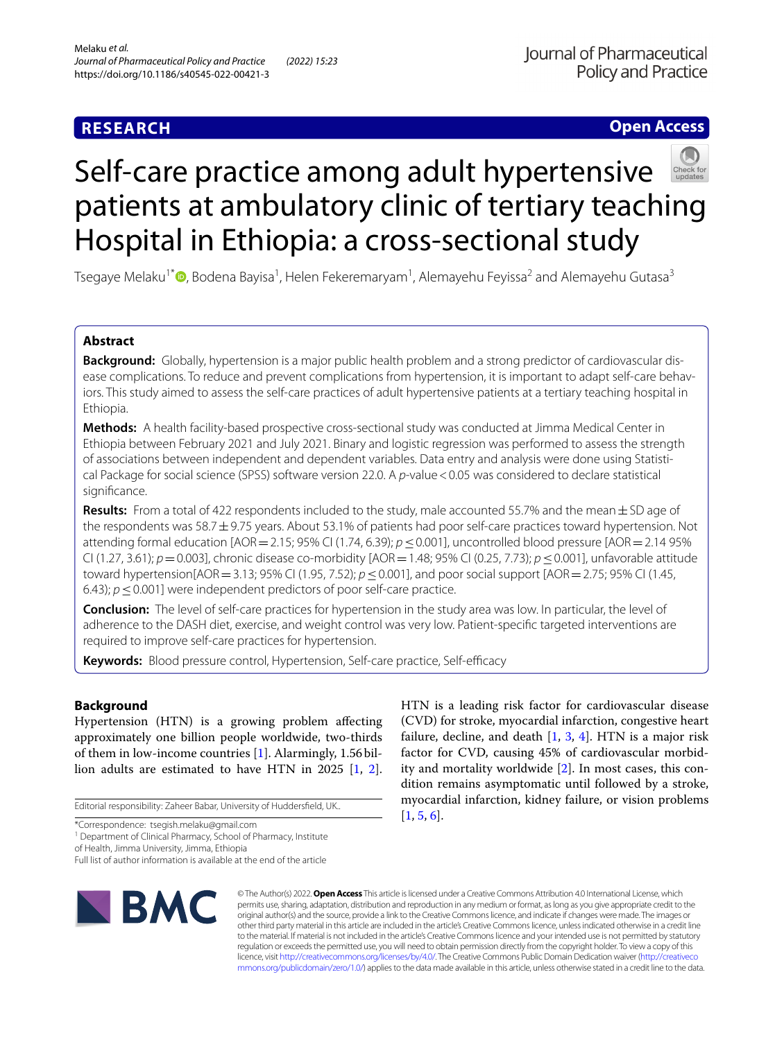## RESEARCH

**Open Access**

# Self-care practice among adult hypertensive patients at ambulatory clinic of tertiary teaching Hospital in Ethiopia: a cross-sectional study

Tsegaye Melaku[1*], Bodena Bayisa[1], Helen Fekeremaryam[1], Alemayehu Feyissa[2] and Alemayehu Gutasa[3]

## Abstract

**Background:** Globally, hypertension is a major public health problem and a strong predictor of cardiovascular disease complications. To reduce and prevent complications from hypertension, it is important to adapt self-care behaviors. This study aimed to assess the self-care practices of adult hypertensive patients at a tertiary teaching hospital in Ethiopia.

**Methods:** A health facility-based prospective cross-sectional study was conducted at Jimma Medical Center in Ethiopia between February 2021 and July 2021. Binary and logistic regression was performed to assess the strength of associations between independent and dependent variables. Data entry and analysis were done using Statistical Package for social science (SPSS) software version 22.0. A $p$-value < 0.05 was considered to declare statistical significance.

**Results:** From a total of 422 respondents included to the study, male accounted 55.7% and the mean ± SD age of the respondents was 58.7 ± 9.75 years. About 53.1% of patients had poor self-care practices toward hypertension. Not attending formal education [AOR = 2.15; 95% CI (1.74, 6.39); $p \le 0.001$], uncontrolled blood pressure [AOR = 2.14 95% CI (1.27, 3.61); $p = 0.003$], chronic disease co-morbidity [AOR = 1.48; 95% CI (0.25, 7.73); $p \le 0.001$], unfavorable attitude toward hypertension[AOR = 3.13; 95% CI (1.95, 7.52); $p \le 0.001$], and poor social support [AOR = 2.75; 95% CI (1.45, 6.43); $p \le 0.001$] were independent predictors of poor self-care practice.

**Conclusion:** The level of self-care practices for hypertension in the study area was low. In particular, the level of adherence to the DASH diet, exercise, and weight control was very low. Patient-specific targeted interventions are required to improve self-care practices for hypertension.

**Keywords:** Blood pressure control, Hypertension, Self-care practice, Self-efficacy

## Background

Hypertension (HTN) is a growing problem affecting approximately one billion people worldwide, two-thirds of them in low-income countries [1]. Alarmingly, 1.56 billion adults are estimated to have HTN in 2025 [1, 2]. HTN is a leading risk factor for cardiovascular disease (CVD) for stroke, myocardial infarction, congestive heart failure, decline, and death [1, 3, 4]. HTN is a major risk factor for CVD, causing 45% of cardiovascular morbidity and mortality worldwide [2]. In most cases, this condition remains asymptomatic until followed by a stroke, myocardial infarction, kidney failure, or vision problems [1, 5, 6].

Editorial responsibility: Zaheer Babar, University of Huddersfield, UK.

*Correspondence: tsegish.melaku@gmail.com

[1] Department of Clinical Pharmacy, School of Pharmacy, Institute of Health, Jimma University, Jimma, Ethiopia

Full list of author information is available at the end of the article

© The Author(s) 2022. **Open Access** This article is licensed under a Creative Commons Attribution 4.0 International License, which permits use, sharing, adaptation, distribution and reproduction in any medium or format, as long as you give appropriate credit to the original author(s) and the source, provide a link to the Creative Commons licence, and indicate if changes were made. The images or other third party material in this article are included in the article's Creative Commons licence, unless indicated otherwise in a credit line to the material. If material is not included in the article's Creative Commons licence and your intended use is not permitted by statutory regulation or exceeds the permitted use, you will need to obtain permission directly from the copyright holder. To view a copy of this licence, visit http://creativecommons.org/licenses/by/4.0/. The Creative Commons Public Domain Dedication waiver (http://creativecommons.org/publicdomain/zero/1.0/) applies to the data made available in this article, unless otherwise stated in a credit line to the data.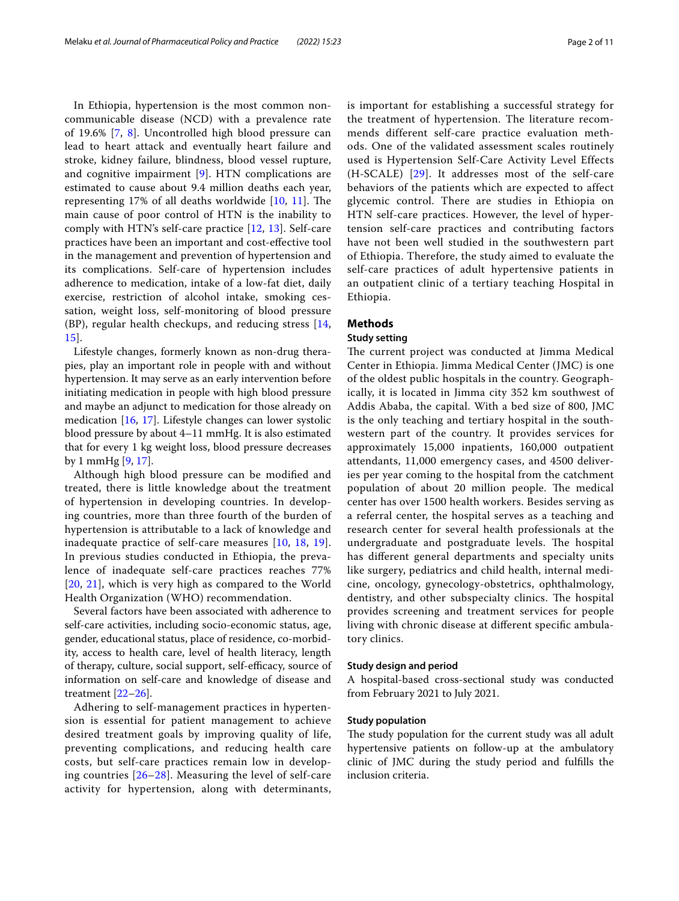In Ethiopia, hypertension is the most common non-communicable disease (NCD) with a prevalence rate of 19.6% [7, 8]. Uncontrolled high blood pressure can lead to heart attack and eventually heart failure and stroke, kidney failure, blindness, blood vessel rupture, and cognitive impairment [9]. HTN complications are estimated to cause about 9.4 million deaths each year, representing 17% of all deaths worldwide [10, 11]. The main cause of poor control of HTN is the inability to comply with HTN's self-care practice [12, 13]. Self-care practices have been an important and cost-effective tool in the management and prevention of hypertension and its complications. Self-care of hypertension includes adherence to medication, intake of a low-fat diet, daily exercise, restriction of alcohol intake, smoking cessation, weight loss, self-monitoring of blood pressure (BP), regular health checkups, and reducing stress [14, 15].

Lifestyle changes, formerly known as non-drug therapies, play an important role in people with and without hypertension. It may serve as an early intervention before initiating medication in people with high blood pressure and maybe an adjunct to medication for those already on medication [16, 17]. Lifestyle changes can lower systolic blood pressure by about 4–11 mmHg. It is also estimated that for every 1 kg weight loss, blood pressure decreases by 1 mmHg [9, 17].

Although high blood pressure can be modified and treated, there is little knowledge about the treatment of hypertension in developing countries. In developing countries, more than three fourth of the burden of hypertension is attributable to a lack of knowledge and inadequate practice of self-care measures [10, 18, 19]. In previous studies conducted in Ethiopia, the prevalence of inadequate self-care practices reaches 77% [20, 21], which is very high as compared to the World Health Organization (WHO) recommendation.

Several factors have been associated with adherence to self-care activities, including socio-economic status, age, gender, educational status, place of residence, co-morbidity, access to health care, level of health literacy, length of therapy, culture, social support, self-efficacy, source of information on self-care and knowledge of disease and treatment [22–26].

Adhering to self-management practices in hypertension is essential for patient management to achieve desired treatment goals by improving quality of life, preventing complications, and reducing health care costs, but self-care practices remain low in developing countries [26–28]. Measuring the level of self-care activity for hypertension, along with determinants, is important for establishing a successful strategy for the treatment of hypertension. The literature recommends different self-care practice evaluation methods. One of the validated assessment scales routinely used is Hypertension Self-Care Activity Level Effects (H-SCALE) [29]. It addresses most of the self-care behaviors of the patients which are expected to affect glycemic control. There are studies in Ethiopia on HTN self-care practices. However, the level of hypertension self-care practices and contributing factors have not been well studied in the southwestern part of Ethiopia. Therefore, the study aimed to evaluate the self-care practices of adult hypertensive patients in an outpatient clinic of a tertiary teaching Hospital in Ethiopia.

## Methods

### Study setting

The current project was conducted at Jimma Medical Center in Ethiopia. Jimma Medical Center (JMC) is one of the oldest public hospitals in the country. Geographically, it is located in Jimma city 352 km southwest of Addis Ababa, the capital. With a bed size of 800, JMC is the only teaching and tertiary hospital in the southwestern part of the country. It provides services for approximately 15,000 inpatients, 160,000 outpatient attendants, 11,000 emergency cases, and 4500 deliveries per year coming to the hospital from the catchment population of about 20 million people. The medical center has over 1500 health workers. Besides serving as a referral center, the hospital serves as a teaching and research center for several health professionals at the undergraduate and postgraduate levels. The hospital has different general departments and specialty units like surgery, pediatrics and child health, internal medicine, oncology, gynecology-obstetrics, ophthalmology, dentistry, and other subspecialty clinics. The hospital provides screening and treatment services for people living with chronic disease at different specific ambulatory clinics.

### Study design and period

A hospital-based cross-sectional study was conducted from February 2021 to July 2021.

### Study population

The study population for the current study was all adult hypertensive patients on follow-up at the ambulatory clinic of JMC during the study period and fulfills the inclusion criteria.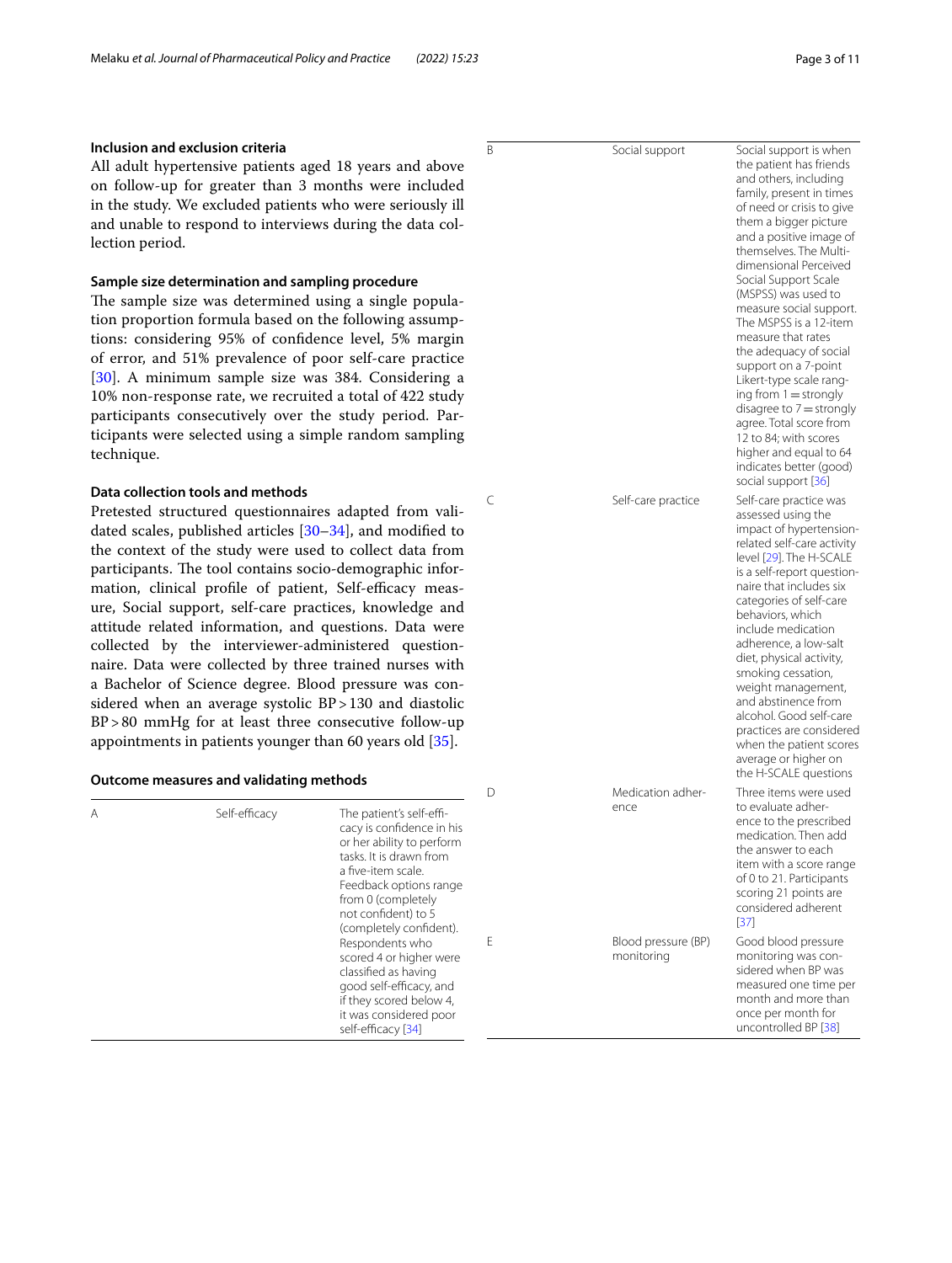### Inclusion and exclusion criteria

All adult hypertensive patients aged 18 years and above on follow-up for greater than 3 months were included in the study. We excluded patients who were seriously ill and unable to respond to interviews during the data collection period.

### Sample size determination and sampling procedure

The sample size was determined using a single population proportion formula based on the following assumptions: considering 95% of confidence level, 5% margin of error, and 51% prevalence of poor self-care practice [30]. A minimum sample size was 384. Considering a 10% non-response rate, we recruited a total of 422 study participants consecutively over the study period. Participants were selected using a simple random sampling technique.

### Data collection tools and methods

Pretested structured questionnaires adapted from validated scales, published articles [30–34], and modified to the context of the study were used to collect data from participants. The tool contains socio-demographic information, clinical profile of patient, Self-efficacy measure, Social support, self-care practices, knowledge and attitude related information, and questions. Data were collected by the interviewer-administered questionnaire. Data were collected by three trained nurses with a Bachelor of Science degree. Blood pressure was considered when an average systolic BP > 130 and diastolic BP > 80 mmHg for at least three consecutive follow-up appointments in patients younger than 60 years old [35].

### Outcome measures and validating methods

| | | |
|---|---|---|
| A | Self-efficacy | The patient's self-efficacy is confidence in his or her ability to perform tasks. It is drawn from a five-item scale. Feedback options range from 0 (completely not confident) to 5 (completely confident). Respondents who scored 4 or higher were classified as having good self-efficacy, and if they scored below 4, it was considered poor self-efficacy [34] |
| B | Social support | Social support is when the patient has friends and others, including family, present in times of need or crisis to give them a bigger picture and a positive image of themselves. The Multidimensional Perceived Social Support Scale (MSPSS) was used to measure social support. The MSPSS is a 12-item measure that rates the adequacy of social support on a 7-point Likert-type scale ranging from 1 = strongly disagree to 7 = strongly agree. Total score from 12 to 84; with scores higher and equal to 64 indicates better (good) social support [36] |
| C | Self-care practice | Self-care practice was assessed using the impact of hypertension-related self-care activity level [29]. The H-SCALE is a self-report questionnaire that includes six categories of self-care behaviors, which include medication adherence, a low-salt diet, physical activity, smoking cessation, weight management, and abstinence from alcohol. Good self-care practices are considered when the patient scores average or higher on the H-SCALE questions |
| D | Medication adherence | Three items were used to evaluate adherence to the prescribed medication. Then add the answer to each item with a score range of 0 to 21. Participants scoring 21 points are considered adherent [37] |
| E | Blood pressure (BP) monitoring | Good blood pressure monitoring was considered when BP was measured one time per month and more than once per month for uncontrolled BP [38] |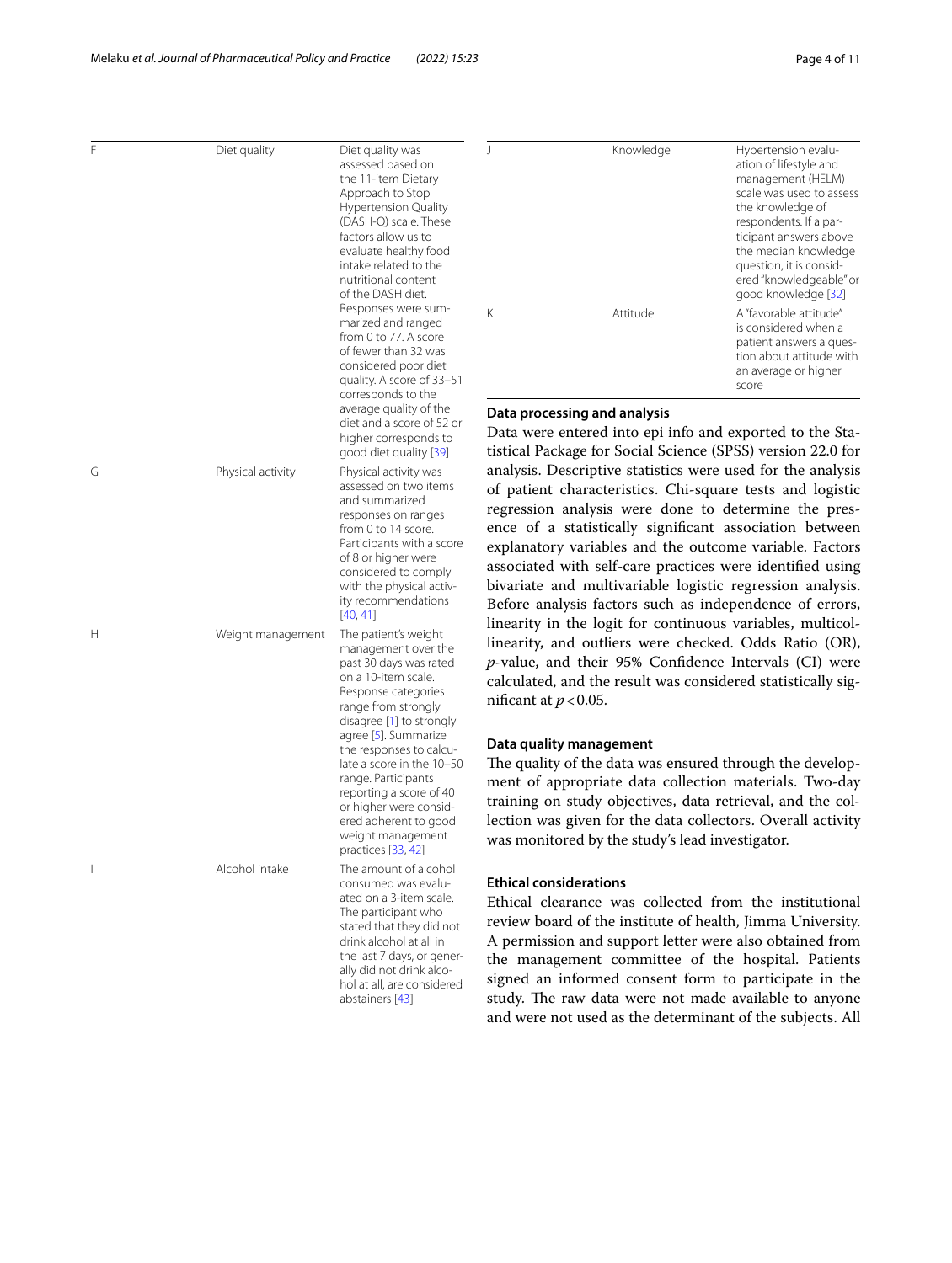| | | |
|---|---|---|
| F | Diet quality | Diet quality was assessed based on the 11-item Dietary Approach to Stop Hypertension Quality (DASH-Q) scale. These factors allow us to evaluate healthy food intake related to the nutritional content of the DASH diet. Responses were summarized and ranged from 0 to 77. A score of fewer than 32 was considered poor diet quality. A score of 33–51 corresponds to the average quality of the diet and a score of 52 or higher corresponds to good diet quality [39] |
| G | Physical activity | Physical activity was assessed on two items and summarized responses on ranges from 0 to 14 score. Participants with a score of 8 or higher were considered to comply with the physical activity recommendations [40, 41] |
| H | Weight management | The patient's weight management over the past 30 days was rated on a 10-item scale. Response categories range from strongly disagree [1] to strongly agree [5]. Summarize the responses to calculate a score in the 10–50 range. Participants reporting a score of 40 or higher were considered adherent to good weight management practices [33, 42] |
| I | Alcohol intake | The amount of alcohol consumed was evaluated on a 3-item scale. The participant who stated that they did not drink alcohol at all in the last 7 days, or generally did not drink alcohol at all, are considered abstainers [43] |
| J | Knowledge | Hypertension evaluation of lifestyle and management (HELM) scale was used to assess the knowledge of respondents. If a participant answers above the median knowledge question, it is considered "knowledgeable" or good knowledge [32] |
| K | Attitude | A "favorable attitude" is considered when a patient answers a question about attitude with an average or higher score |

### Data processing and analysis

Data were entered into epi info and exported to the Statistical Package for Social Science (SPSS) version 22.0 for analysis. Descriptive statistics were used for the analysis of patient characteristics. Chi-square tests and logistic regression analysis were done to determine the presence of a statistically significant association between explanatory variables and the outcome variable. Factors associated with self-care practices were identified using bivariate and multivariable logistic regression analysis. Before analysis factors such as independence of errors, linearity in the logit for continuous variables, multicollinearity, and outliers were checked. Odds Ratio (OR), *p*-value, and their 95% Confidence Intervals (CI) were calculated, and the result was considered statistically significant at $p < 0.05$.

### Data quality management

The quality of the data was ensured through the development of appropriate data collection materials. Two-day training on study objectives, data retrieval, and the collection was given for the data collectors. Overall activity was monitored by the study's lead investigator.

### Ethical considerations

Ethical clearance was collected from the institutional review board of the institute of health, Jimma University. A permission and support letter were also obtained from the management committee of the hospital. Patients signed an informed consent form to participate in the study. The raw data were not made available to anyone and were not used as the determinant of the subjects. All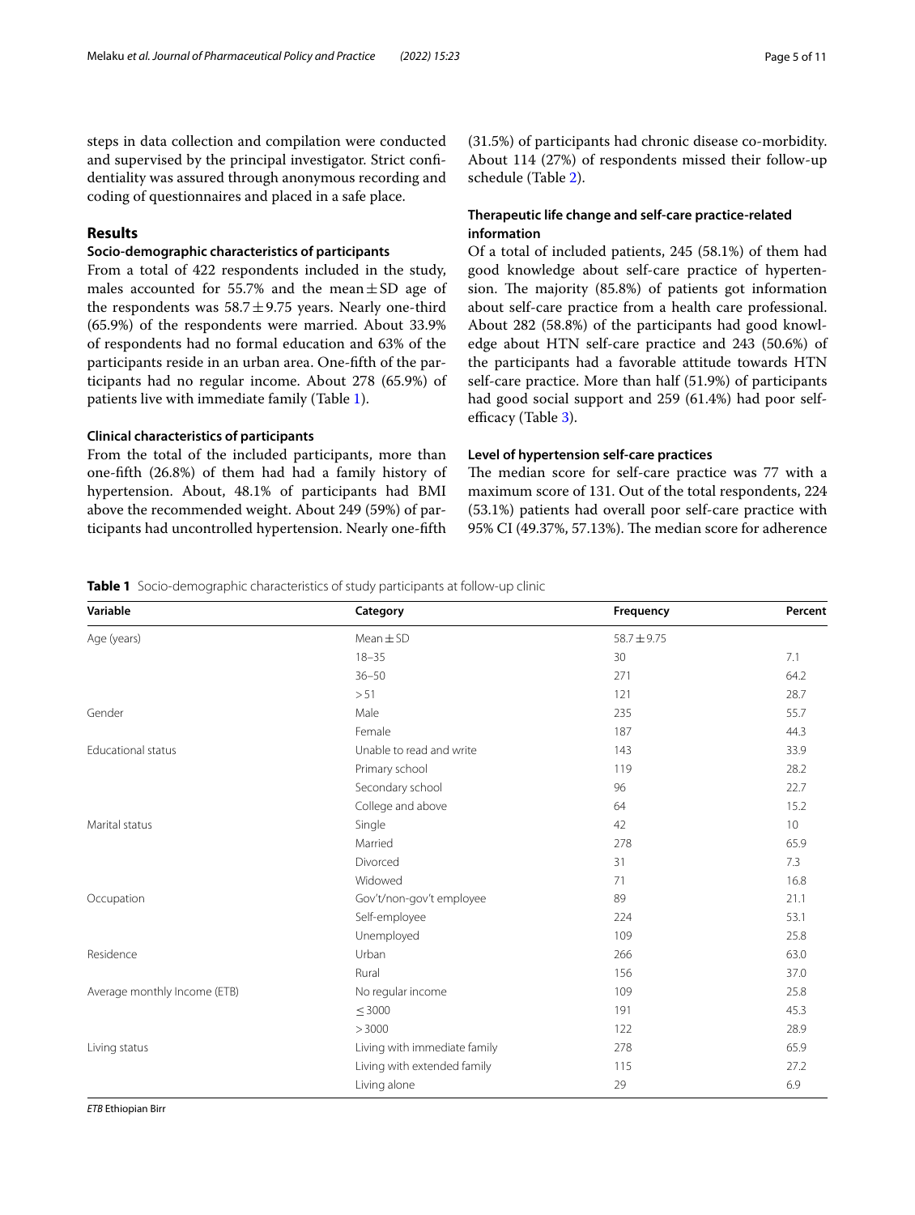steps in data collection and compilation were conducted and supervised by the principal investigator. Strict confidentiality was assured through anonymous recording and coding of questionnaires and placed in a safe place.

## Results

### Socio-demographic characteristics of participants

From a total of 422 respondents included in the study, males accounted for 55.7% and the mean ± SD age of the respondents was 58.7 ± 9.75 years. Nearly one-third (65.9%) of the respondents were married. About 33.9% of respondents had no formal education and 63% of the participants reside in an urban area. One-fifth of the participants had no regular income. About 278 (65.9%) of patients live with immediate family (Table 1).

### Clinical characteristics of participants

From the total of the included participants, more than one-fifth (26.8%) of them had had a family history of hypertension. About, 48.1% of participants had BMI above the recommended weight. About 249 (59%) of participants had uncontrolled hypertension. Nearly one-fifth (31.5%) of participants had chronic disease co-morbidity. About 114 (27%) of respondents missed their follow-up schedule (Table 2).

### Therapeutic life change and self-care practice-related information

Of a total of included patients, 245 (58.1%) of them had good knowledge about self-care practice of hypertension. The majority (85.8%) of patients got information about self-care practice from a health care professional. About 282 (58.8%) of the participants had good knowledge about HTN self-care practice and 243 (50.6%) of the participants had a favorable attitude towards HTN self-care practice. More than half (51.9%) of participants had good social support and 259 (61.4%) had poor self-efficacy (Table 3).

### Level of hypertension self-care practices

The median score for self-care practice was 77 with a maximum score of 131. Out of the total respondents, 224 (53.1%) patients had overall poor self-care practice with 95% CI (49.37%, 57.13%). The median score for adherence

**Table 1** Socio-demographic characteristics of study participants at follow-up clinic

| Variable | Category | Frequency | Percent |
|---|---|---|---|
| Age (years) | Mean ± SD | 58.7 ± 9.75 | |
| | 18–35 | 30 | 7.1 |
| | 36–50 | 271 | 64.2 |
| | > 51 | 121 | 28.7 |
| Gender | Male | 235 | 55.7 |
| | Female | 187 | 44.3 |
| Educational status | Unable to read and write | 143 | 33.9 |
| | Primary school | 119 | 28.2 |
| | Secondary school | 96 | 22.7 |
| | College and above | 64 | 15.2 |
| Marital status | Single | 42 | 10 |
| | Married | 278 | 65.9 |
| | Divorced | 31 | 7.3 |
| | Widowed | 71 | 16.8 |
| Occupation | Gov't/non-gov't employee | 89 | 21.1 |
| | Self-employee | 224 | 53.1 |
| | Unemployed | 109 | 25.8 |
| Residence | Urban | 266 | 63.0 |
| | Rural | 156 | 37.0 |
| Average monthly Income (ETB) | No regular income | 109 | 25.8 |
| | ≤ 3000 | 191 | 45.3 |
| | > 3000 | 122 | 28.9 |
| Living status | Living with immediate family | 278 | 65.9 |
| | Living with extended family | 115 | 27.2 |
| | Living alone | 29 | 6.9 |

*ETB* Ethiopian Birr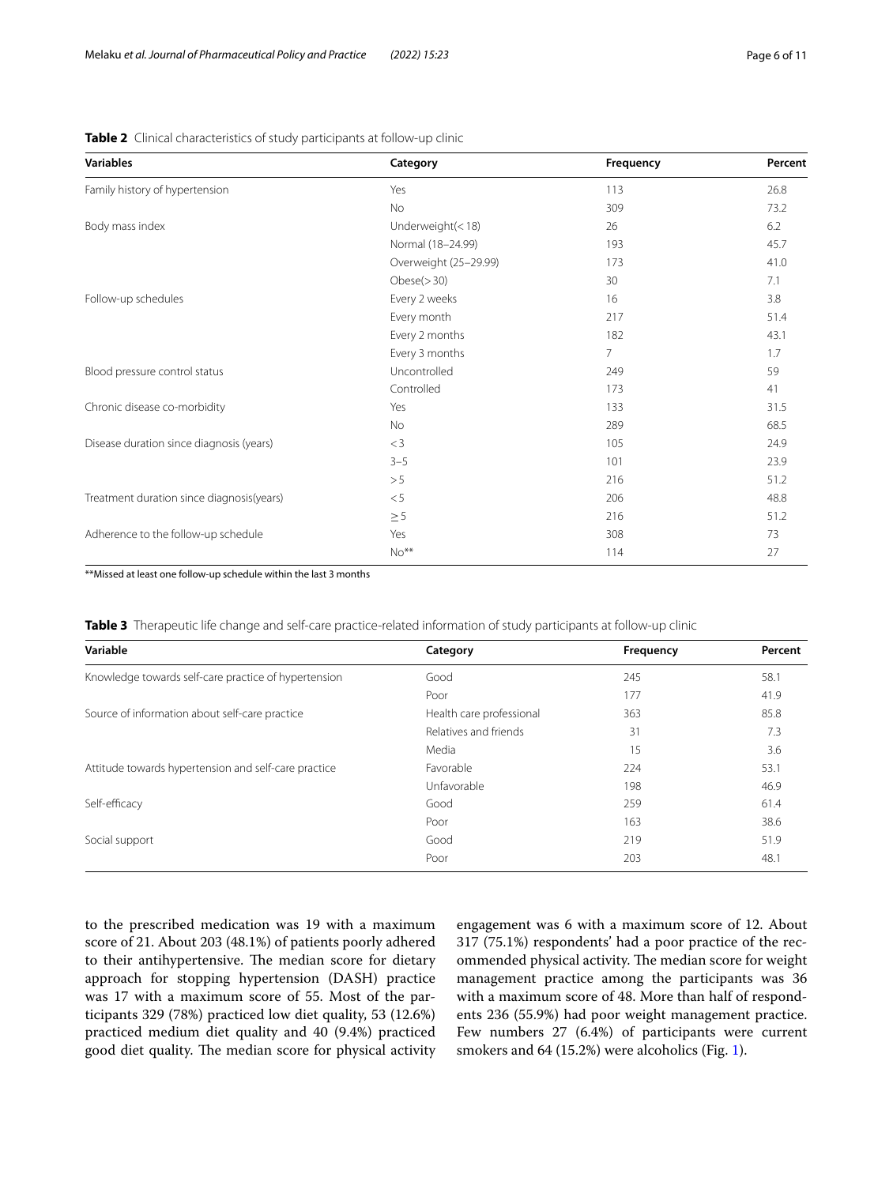**Table 2** Clinical characteristics of study participants at follow-up clinic

| Variables | Category | Frequency | Percent |
|---|---|---|---|
| Family history of hypertension | Yes | 113 | 26.8 |
| | No | 309 | 73.2 |
| Body mass index | Underweight(<18) | 26 | 6.2 |
| | Normal (18–24.99) | 193 | 45.7 |
| | Overweight (25–29.99) | 173 | 41.0 |
| | Obese(>30) | 30 | 7.1 |
| Follow-up schedules | Every 2 weeks | 16 | 3.8 |
| | Every month | 217 | 51.4 |
| | Every 2 months | 182 | 43.1 |
| | Every 3 months | 7 | 1.7 |
| Blood pressure control status | Uncontrolled | 249 | 59 |
| | Controlled | 173 | 41 |
| Chronic disease co-morbidity | Yes | 133 | 31.5 |
| | No | 289 | 68.5 |
| Disease duration since diagnosis (years) | <3 | 105 | 24.9 |
| | 3–5 | 101 | 23.9 |
| | >5 | 216 | 51.2 |
| Treatment duration since diagnosis(years) | <5 | 206 | 48.8 |
| | ≥5 | 216 | 51.2 |
| Adherence to the follow-up schedule | Yes | 308 | 73 |
| | No** | 114 | 27 |

**Missed at least one follow-up schedule within the last 3 months

**Table 3** Therapeutic life change and self-care practice-related information of study participants at follow-up clinic

| Variable | Category | Frequency | Percent |
|---|---|---|---|
| Knowledge towards self-care practice of hypertension | Good | 245 | 58.1 |
| | Poor | 177 | 41.9 |
| Source of information about self-care practice | Health care professional | 363 | 85.8 |
| | Relatives and friends | 31 | 7.3 |
| | Media | 15 | 3.6 |
| Attitude towards hypertension and self-care practice | Favorable | 224 | 53.1 |
| | Unfavorable | 198 | 46.9 |
| Self-efficacy | Good | 259 | 61.4 |
| | Poor | 163 | 38.6 |
| Social support | Good | 219 | 51.9 |
| | Poor | 203 | 48.1 |

to the prescribed medication was 19 with a maximum score of 21. About 203 (48.1%) of patients poorly adhered to their antihypertensive. The median score for dietary approach for stopping hypertension (DASH) practice was 17 with a maximum score of 55. Most of the participants 329 (78%) practiced low diet quality, 53 (12.6%) practiced medium diet quality and 40 (9.4%) practiced good diet quality. The median score for physical activity engagement was 6 with a maximum score of 12. About 317 (75.1%) respondents' had a poor practice of the recommended physical activity. The median score for weight management practice among the participants was 36 with a maximum score of 48. More than half of respondents 236 (55.9%) had poor weight management practice. Few numbers 27 (6.4%) of participants were current smokers and 64 (15.2%) were alcoholics (Fig. 1).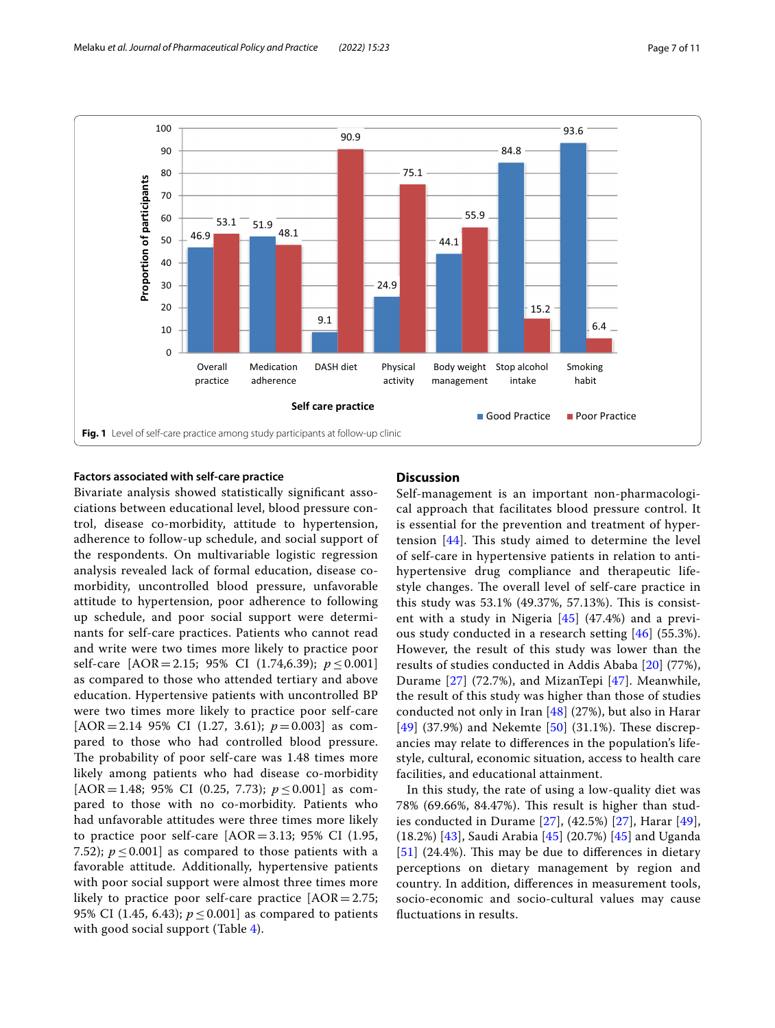Fig. 1 Level of self-care practice among study participants at follow-up clinic

### Factors associated with self-care practice

Bivariate analysis showed statistically significant associations between educational level, blood pressure control, disease co-morbidity, attitude to hypertension, adherence to follow-up schedule, and social support of the respondents. On multivariable logistic regression analysis revealed lack of formal education, disease co-morbidity, uncontrolled blood pressure, unfavorable attitude to hypertension, poor adherence to following up schedule, and poor social support were determinants for self-care practices. Patients who cannot read and write were two times more likely to practice poor self-care [AOR = 2.15; 95% CI (1.74,6.39); $p \le 0.001$] as compared to those who attended tertiary and above education. Hypertensive patients with uncontrolled BP were two times more likely to practice poor self-care [AOR = 2.14 95% CI (1.27, 3.61); $p = 0.003$] as compared to those who had controlled blood pressure. The probability of poor self-care was 1.48 times more likely among patients who had disease co-morbidity [AOR = 1.48; 95% CI (0.25, 7.73); $p \le 0.001$] as compared to those with no co-morbidity. Patients who had unfavorable attitudes were three times more likely to practice poor self-care [AOR = 3.13; 95% CI (1.95, 7.52); $p \le 0.001$] as compared to those patients with a favorable attitude. Additionally, hypertensive patients with poor social support were almost three times more likely to practice poor self-care practice [AOR = 2.75; 95% CI (1.45, 6.43); $p \le 0.001$] as compared to patients with good social support (Table 4).

## Discussion

Self-management is an important non-pharmacological approach that facilitates blood pressure control. It is essential for the prevention and treatment of hypertension [44]. This study aimed to determine the level of self-care in hypertensive patients in relation to anti-hypertensive drug compliance and therapeutic lifestyle changes. The overall level of self-care practice in this study was 53.1% (49.37%, 57.13%). This is consistent with a study in Nigeria [45] (47.4%) and a previous study conducted in a research setting [46] (55.3%). However, the result of this study was lower than the results of studies conducted in Addis Ababa [20] (77%), Durame [27] (72.7%), and MizanTepi [47]. Meanwhile, the result of this study was higher than those of studies conducted not only in Iran [48] (27%), but also in Harar [49] (37.9%) and Nekemte [50] (31.1%). These discrepancies may relate to differences in the population's lifestyle, cultural, economic situation, access to health care facilities, and educational attainment.

In this study, the rate of using a low-quality diet was 78% (69.66%, 84.47%). This result is higher than studies conducted in Durame [27], (42.5%) [27], Harar [49], (18.2%) [43], Saudi Arabia [45] (20.7%) [45] and Uganda [51] (24.4%). This may be due to differences in dietary perceptions on dietary management by region and country. In addition, differences in measurement tools, socio-economic and socio-cultural values may cause fluctuations in results.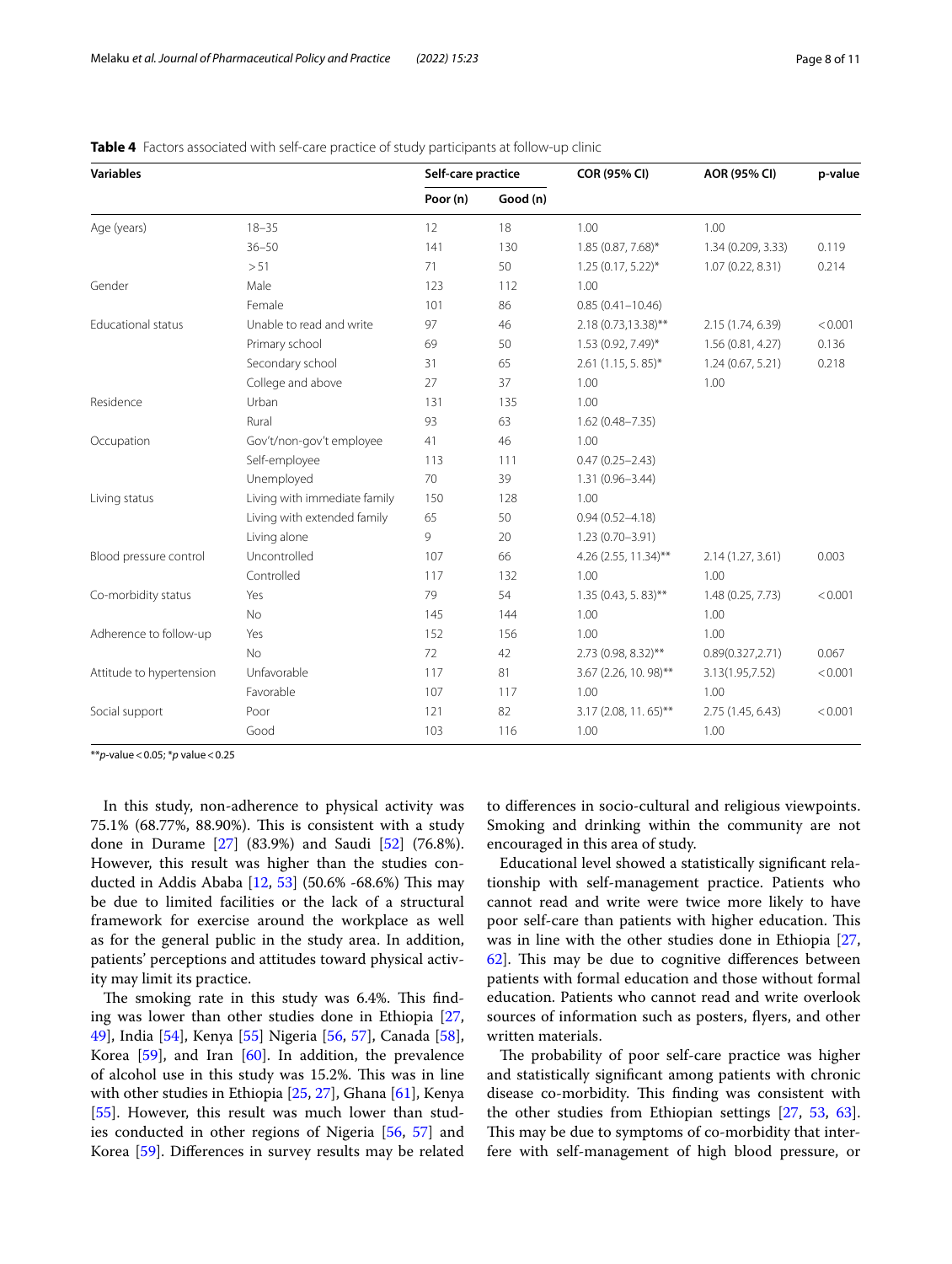**Table 4** Factors associated with self-care practice of study participants at follow-up clinic

| Variables | | Self-care practice | | COR (95% CI) | AOR (95% CI) | p-value |
|---|---|---|---|---|---|---|
| | | Poor (n) | Good (n) | | | |
| Age (years) | 18–35 | 12 | 18 | 1.00 | 1.00 | |
| | 36–50 | 141 | 130 | 1.85 (0.87, 7.68)* | 1.34 (0.209, 3.33) | 0.119 |
| | > 51 | 71 | 50 | 1.25 (0.17, 5.22)* | 1.07 (0.22, 8.31) | 0.214 |
| Gender | Male | 123 | 112 | 1.00 | | |
| | Female | 101 | 86 | 0.85 (0.41–10.46) | | |
| Educational status | Unable to read and write | 97 | 46 | 2.18 (0.73,13.38)** | 2.15 (1.74, 6.39) | < 0.001 |
| | Primary school | 69 | 50 | 1.53 (0.92, 7.49)* | 1.56 (0.81, 4.27) | 0.136 |
| | Secondary school | 31 | 65 | 2.61 (1.15, 5. 85)* | 1.24 (0.67, 5.21) | 0.218 |
| | College and above | 27 | 37 | 1.00 | 1.00 | |
| Residence | Urban | 131 | 135 | 1.00 | | |
| | Rural | 93 | 63 | 1.62 (0.48–7.35) | | |
| Occupation | Gov't/non-gov't employee | 41 | 46 | 1.00 | | |
| | Self-employee | 113 | 111 | 0.47 (0.25–2.43) | | |
| | Unemployed | 70 | 39 | 1.31 (0.96–3.44) | | |
| Living status | Living with immediate family | 150 | 128 | 1.00 | | |
| | Living with extended family | 65 | 50 | 0.94 (0.52–4.18) | | |
| | Living alone | 9 | 20 | 1.23 (0.70–3.91) | | |
| Blood pressure control | Uncontrolled | 107 | 66 | 4.26 (2.55, 11.34)** | 2.14 (1.27, 3.61) | 0.003 |
| | Controlled | 117 | 132 | 1.00 | 1.00 | |
| Co-morbidity status | Yes | 79 | 54 | 1.35 (0.43, 5. 83)** | 1.48 (0.25, 7.73) | < 0.001 |
| | No | 145 | 144 | 1.00 | 1.00 | |
| Adherence to follow-up | Yes | 152 | 156 | 1.00 | 1.00 | |
| | No | 72 | 42 | 2.73 (0.98, 8.32)** | 0.89(0.327,2.71) | 0.067 |
| Attitude to hypertension | Unfavorable | 117 | 81 | 3.67 (2.26, 10. 98)** | 3.13(1.95,7.52) | < 0.001 |
| | Favorable | 107 | 117 | 1.00 | 1.00 | |
| Social support | Poor | 121 | 82 | 3.17 (2.08, 11. 65)** | 2.75 (1.45, 6.43) | < 0.001 |
| | Good | 103 | 116 | 1.00 | 1.00 | |

**p-value < 0.05; *p value < 0.25

In this study, non-adherence to physical activity was 75.1% (68.77%, 88.90%). This is consistent with a study done in Durame [27] (83.9%) and Saudi [52] (76.8%). However, this result was higher than the studies conducted in Addis Ababa [12, 53] (50.6% -68.6%) This may be due to limited facilities or the lack of a structural framework for exercise around the workplace as well as for the general public in the study area. In addition, patients' perceptions and attitudes toward physical activity may limit its practice.

The smoking rate in this study was 6.4%. This finding was lower than other studies done in Ethiopia [27, 49], India [54], Kenya [55] Nigeria [56, 57], Canada [58], Korea [59], and Iran [60]. In addition, the prevalence of alcohol use in this study was 15.2%. This was in line with other studies in Ethiopia [25, 27], Ghana [61], Kenya [55]. However, this result was much lower than studies conducted in other regions of Nigeria [56, 57] and Korea [59]. Differences in survey results may be related to differences in socio-cultural and religious viewpoints. Smoking and drinking within the community are not encouraged in this area of study.

Educational level showed a statistically significant relationship with self-management practice. Patients who cannot read and write were twice more likely to have poor self-care than patients with higher education. This was in line with the other studies done in Ethiopia [27, 62]. This may be due to cognitive differences between patients with formal education and those without formal education. Patients who cannot read and write overlook sources of information such as posters, flyers, and other written materials.

The probability of poor self-care practice was higher and statistically significant among patients with chronic disease co-morbidity. This finding was consistent with the other studies from Ethiopian settings [27, 53, 63]. This may be due to symptoms of co-morbidity that interfere with self-management of high blood pressure, or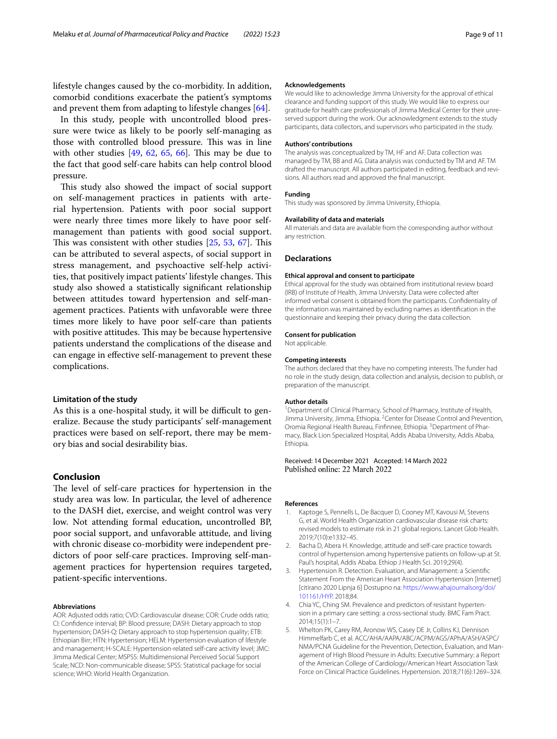lifestyle changes caused by the co-morbidity. In addition, comorbid conditions exacerbate the patient's symptoms and prevent them from adapting to lifestyle changes [64].

In this study, people with uncontrolled blood pressure were twice as likely to be poorly self-managing as those with controlled blood pressure. This was in line with other studies [49, 62, 65, 66]. This may be due to the fact that good self-care habits can help control blood pressure.

This study also showed the impact of social support on self-management practices in patients with arterial hypertension. Patients with poor social support were nearly three times more likely to have poor self-management than patients with good social support. This was consistent with other studies [25, 53, 67]. This can be attributed to several aspects, of social support in stress management, and psychoactive self-help activities, that positively impact patients' lifestyle changes. This study also showed a statistically significant relationship between attitudes toward hypertension and self-management practices. Patients with unfavorable were three times more likely to have poor self-care than patients with positive attitudes. This may be because hypertensive patients understand the complications of the disease and can engage in effective self-management to prevent these complications.

### Limitation of the study

As this is a one-hospital study, it will be difficult to generalize. Because the study participants' self-management practices were based on self-report, there may be memory bias and social desirability bias.

## Conclusion

The level of self-care practices for hypertension in the study area was low. In particular, the level of adherence to the DASH diet, exercise, and weight control was very low. Not attending formal education, uncontrolled BP, poor social support, and unfavorable attitude, and living with chronic disease co-morbidity were independent predictors of poor self-care practices. Improving self-management practices for hypertension requires targeted, patient-specific interventions.

#### Abbreviations

AOR: Adjusted odds ratio; CVD: Cardiovascular disease; COR: Crude odds ratio; CI: Confidence interval; BP: Blood pressure; DASH: Dietary approach to stop hypertension; DASH-Q: Dietary approach to stop hypertension quality; ETB: Ethiopian Birr; HTN: Hypertension; HELM: Hypertension evaluation of lifestyle and management; H-SCALE: Hypertension-related self-care activity level; JMC: Jimma Medical Center; MSPSS: Multidimensional Perceived Social Support Scale; NCD: Non-communicable disease; SPSS: Statistical package for social science; WHO: World Health Organization.

#### Acknowledgements

We would like to acknowledge Jimma University for the approval of ethical clearance and funding support of this study. We would like to express our gratitude for health care professionals of Jimma Medical Center for their unreserved support during the work. Our acknowledgment extends to the study participants, data collectors, and supervisors who participated in the study.

#### Authors' contributions

The analysis was conceptualized by TM, HF and AF. Data collection was managed by TM, BB and AG. Data analysis was conducted by TM and AF. TM drafted the manuscript. All authors participated in editing, feedback and revisions. All authors read and approved the final manuscript.

#### Funding

This study was sponsored by Jimma University, Ethiopia.

#### Availability of data and materials

All materials and data are available from the corresponding author without any restriction.

## Declarations

#### Ethical approval and consent to participate

Ethical approval for the study was obtained from institutional review board (IRB) of Institute of Health, Jimma University. Data were collected after informed verbal consent is obtained from the participants. Confidentiality of the information was maintained by excluding names as identification in the questionnaire and keeping their privacy during the data collection.

#### Consent for publication

Not applicable.

#### Competing interests

The authors declared that they have no competing interests. The funder had no role in the study design, data collection and analysis, decision to publish, or preparation of the manuscript.

#### Author details

[1] Department of Clinical Pharmacy, School of Pharmacy, Institute of Health, Jimma University, Jimma, Ethiopia. [2] Center for Disease Control and Prevention, Oromia Regional Health Bureau, Finfinnee, Ethiopia. [3] Department of Pharmacy, Black Lion Specialized Hospital, Addis Ababa University, Addis Ababa, Ethiopia.

Received: 14 December 2021 Accepted: 14 March 2022
Published online: 22 March 2022

#### References

1. Kaptoge S, Pennells L, De Bacquer D, Cooney MT, Kavousi M, Stevens G, et al. World Health Organization cardiovascular disease risk charts: revised models to estimate risk in 21 global regions. Lancet Glob Health. 2019;7(10):e1332–45.
2. Bacha D, Abera H. Knowledge, attitude and self-care practice towards control of hypertension among hypertensive patients on follow-up at St. Paul's hospital, Addis Ababa. Ethiop J Health Sci. 2019;29(4).
3. Hypertension R. Detection. Evaluation, and Management: a Scientific Statement From the American Heart Association Hypertension [Internet] [citirano 2020 Lipnja 6] Dostupno na: https://www.ahajournalsorg/doi/101161/HYP. 2018;84.
4. Chia YC, Ching SM. Prevalence and predictors of resistant hypertension in a primary care setting: a cross-sectional study. BMC Fam Pract. 2014;15(1):1–7.
5. Whelton PK, Carey RM, Aronow WS, Casey DE Jr, Collins KJ, Dennison Himmelfarb C, et al. ACC/AHA/AAPA/ABC/ACPM/AGS/APhA/ASH/ASPC/NMA/PCNA Guideline for the Prevention, Detection, Evaluation, and Management of High Blood Pressure in Adults: Executive Summary: a Report of the American College of Cardiology/American Heart Association Task Force on Clinical Practice Guidelines. Hypertension. 2018;71(6):1269–324.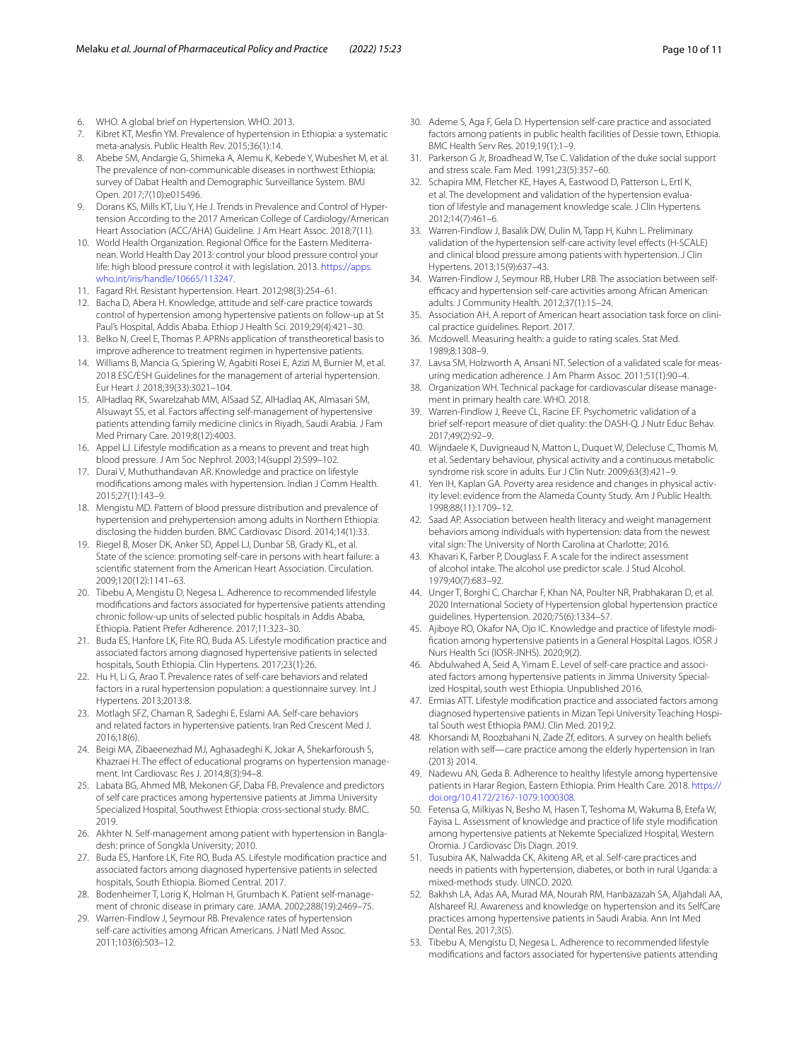6. WHO. A global brief on Hypertension. WHO. 2013.
7. Kibret KT, Mesfin YM. Prevalence of hypertension in Ethiopia: a systematic meta-analysis. Public Health Rev. 2015;36(1):14.
8. Abebe SM, Andargie G, Shimeka A, Alemu K, Kebede Y, Wubeshet M, et al. The prevalence of non-communicable diseases in northwest Ethiopia: survey of Dabat Health and Demographic Surveillance System. BMJ Open. 2017;7(10):e015496.
9. Dorans KS, Mills KT, Liu Y, He J. Trends in Prevalence and Control of Hypertension According to the 2017 American College of Cardiology/American Heart Association (ACC/AHA) Guideline. J Am Heart Assoc. 2018;7(11).
10. World Health Organization. Regional Office for the Eastern Mediterranean. World Health Day 2013: control your blood pressure control your life: high blood pressure control it with legislation. 2013. https://apps.who.int/iris/handle/10665/113247.
11. Fagard RH. Resistant hypertension. Heart. 2012;98(3):254–61.
12. Bacha D, Abera H. Knowledge, attitude and self-care practice towards control of hypertension among hypertensive patients on follow-up at St Paul's Hospital, Addis Ababa. Ethiop J Health Sci. 2019;29(4):421–30.
13. Belko N, Creel E, Thomas P. APRNs application of transtheoretical basis to improve adherence to treatment regimen in hypertensive patients.
14. Williams B, Mancia G, Spiering W, Agabiti Rosei E, Azizi M, Burnier M, et al. 2018 ESC/ESH Guidelines for the management of arterial hypertension. Eur Heart J. 2018;39(33):3021–104.
15. AlHadlaq RK, Swarelzahab MM, AlSaad SZ, AlHadlaq AK, Almasari SM, Alsuwayt SS, et al. Factors affecting self-management of hypertensive patients attending family medicine clinics in Riyadh, Saudi Arabia. J Fam Med Primary Care. 2019;8(12):4003.
16. Appel LJ. Lifestyle modification as a means to prevent and treat high blood pressure. J Am Soc Nephrol. 2003;14(suppl 2):S99–102.
17. Durai V, Muthuthandavan AR. Knowledge and practice on lifestyle modifications among males with hypertension. Indian J Comm Health. 2015;27(1):143–9.
18. Mengistu MD. Pattern of blood pressure distribution and prevalence of hypertension and prehypertension among adults in Northern Ethiopia: disclosing the hidden burden. BMC Cardiovasc Disord. 2014;14(1):33.
19. Riegel B, Moser DK, Anker SD, Appel LJ, Dunbar SB, Grady KL, et al. State of the science: promoting self-care in persons with heart failure: a scientific statement from the American Heart Association. Circulation. 2009;120(12):1141–63.
20. Tibebu A, Mengistu D, Negesa L. Adherence to recommended lifestyle modifications and factors associated for hypertensive patients attending chronic follow-up units of selected public hospitals in Addis Ababa, Ethiopia. Patient Prefer Adherence. 2017;11:323–30.
21. Buda ES, Hanfore LK, Fite RO, Buda AS. Lifestyle modification practice and associated factors among diagnosed hypertensive patients in selected hospitals, South Ethiopia. Clin Hypertens. 2017;23(1):26.
22. Hu H, Li G, Arao T. Prevalence rates of self-care behaviors and related factors in a rural hypertension population: a questionnaire survey. Int J Hypertens. 2013;2013:8.
23. Motlagh SFZ, Chaman R, Sadeghi E, Eslami AA. Self-care behaviors and related factors in hypertensive patients. Iran Red Crescent Med J. 2016;18(6).
24. Beigi MA, Zibaeenezhad MJ, Aghasadeghi K, Jokar A, Shekarforoush S, Khazraei H. The effect of educational programs on hypertension management. Int Cardiovasc Res J. 2014;8(3):94–8.
25. Labata BG, Ahmed MB, Mekonen GF, Daba FB. Prevalence and predictors of self care practices among hypertensive patients at Jimma University Specialized Hospital, Southwest Ethiopia: cross-sectional study. BMC. 2019.
26. Akhter N. Self-management among patient with hypertension in Bangladesh: prince of Songkla University; 2010.
27. Buda ES, Hanfore LK, Fite RO, Buda AS. Lifestyle modification practice and associated factors among diagnosed hypertensive patients in selected hospitals, South Ethiopia. Biomed Central. 2017.
28. Bodenheimer T, Lorig K, Holman H, Grumbach K. Patient self-management of chronic disease in primary care. JAMA. 2002;288(19):2469–75.
29. Warren-Findlow J, Seymour RB. Prevalence rates of hypertension self-care activities among African Americans. J Natl Med Assoc. 2011;103(6):503–12.
30. Ademe S, Aga F, Gela D. Hypertension self-care practice and associated factors among patients in public health facilities of Dessie town, Ethiopia. BMC Health Serv Res. 2019;19(1):1–9.
31. Parkerson G Jr, Broadhead W, Tse C. Validation of the duke social support and stress scale. Fam Med. 1991;23(5):357–60.
32. Schapira MM, Fletcher KE, Hayes A, Eastwood D, Patterson L, Ertl K, et al. The development and validation of the hypertension evaluation of lifestyle and management knowledge scale. J Clin Hypertens. 2012;14(7):461–6.
33. Warren-Findlow J, Basalik DW, Dulin M, Tapp H, Kuhn L. Preliminary validation of the hypertension self-care activity level effects (H-SCALE) and clinical blood pressure among patients with hypertension. J Clin Hypertens. 2013;15(9):637–43.
34. Warren-Findlow J, Seymour RB, Huber LRB. The association between self-efficacy and hypertension self-care activities among African American adults. J Community Health. 2012;37(1):15–24.
35. Association AH. A report of American heart association task force on clinical practice guidelines. Report. 2017.
36. Mcdowell. Measuring health: a guide to rating scales. Stat Med. 1989;8:1308–9.
37. Lavsa SM, Holzworth A, Ansani NT. Selection of a validated scale for measuring medication adherence. J Am Pharm Assoc. 2011;51(1):90–4.
38. Organization WH. Technical package for cardiovascular disease management in primary health care. WHO. 2018.
39. Warren-Findlow J, Reeve CL, Racine EF. Psychometric validation of a brief self-report measure of diet quality: the DASH-Q. J Nutr Educ Behav. 2017;49(2):92–9.
40. Wijndaele K, Duvigneaud N, Matton L, Duquet W, Delecluse C, Thomis M, et al. Sedentary behaviour, physical activity and a continuous metabolic syndrome risk score in adults. Eur J Clin Nutr. 2009;63(3):421–9.
41. Yen IH, Kaplan GA. Poverty area residence and changes in physical activity level: evidence from the Alameda County Study. Am J Public Health. 1998;88(11):1709–12.
42. Saad AP. Association between health literacy and weight management behaviors among individuals with hypertension: data from the newest vital sign: The University of North Carolina at Charlotte; 2016.
43. Khavari K, Farber P, Douglass F. A scale for the indirect assessment of alcohol intake. The alcohol use predictor scale. J Stud Alcohol. 1979;40(7):683–92.
44. Unger T, Borghi C, Charchar F, Khan NA, Poulter NR, Prabhakaran D, et al. 2020 International Society of Hypertension global hypertension practice guidelines. Hypertension. 2020;75(6):1334–57.
45. Ajiboye RO, Okafor NA, Ojo IC. Knowledge and practice of lifestyle modification among hypertensive patients in a General Hospital Lagos. IOSR J Nurs Health Sci (IOSR-JNHS). 2020;9(2).
46. Abdulwahed A, Seid A, Yimam E. Level of self-care practice and associated factors among hypertensive patients in Jimma University Specialized Hospital, south west Ethiopia. Unpublished 2016.
47. Ermias ATT. Lifestyle modification practice and associated factors among diagnosed hypertensive patients in Mizan Tepi University Teaching Hospital South west Ethiopia PAMJ. Clin Med. 2019;2.
48. Khorsandi M, Roozbahani N, Zade Zf, editors. A survey on health beliefs relation with self—care practice among the elderly hypertension in Iran (2013) 2014.
49. Nadewu AN, Geda B. Adherence to healthy lifestyle among hypertensive patients in Harar Region, Eastern Ethiopia. Prim Health Care. 2018. https://doi.org/10.4172/2167-1079.1000308.
50. Fetensa G, Milkiyas N, Besho M, Hasen T, Teshoma M, Wakuma B, Etefa W, Fayisa L. Assessment of knowledge and practice of life style modification among hypertensive patients at Nekemte Specialized Hospital, Western Oromia. J Cardiovasc Dis Diagn. 2019.
51. Tusubira AK, Nalwadda CK, Akiteng AR, et al. Self-care practices and needs in patients with hypertension, diabetes, or both in rural Uganda: a mixed-methods study. UINCD. 2020.
52. Bakhsh LA, Adas AA, Murad MA, Nourah RM, Hanbazazah SA, Aljahdali AA, Alshareef RJ. Awareness and knowledge on hypertension and its SelfCare practices among hypertensive patients in Saudi Arabia. Ann Int Med Dental Res. 2017;3(5).
53. Tibebu A, Mengistu D, Negesa L. Adherence to recommended lifestyle modifications and factors associated for hypertensive patients attending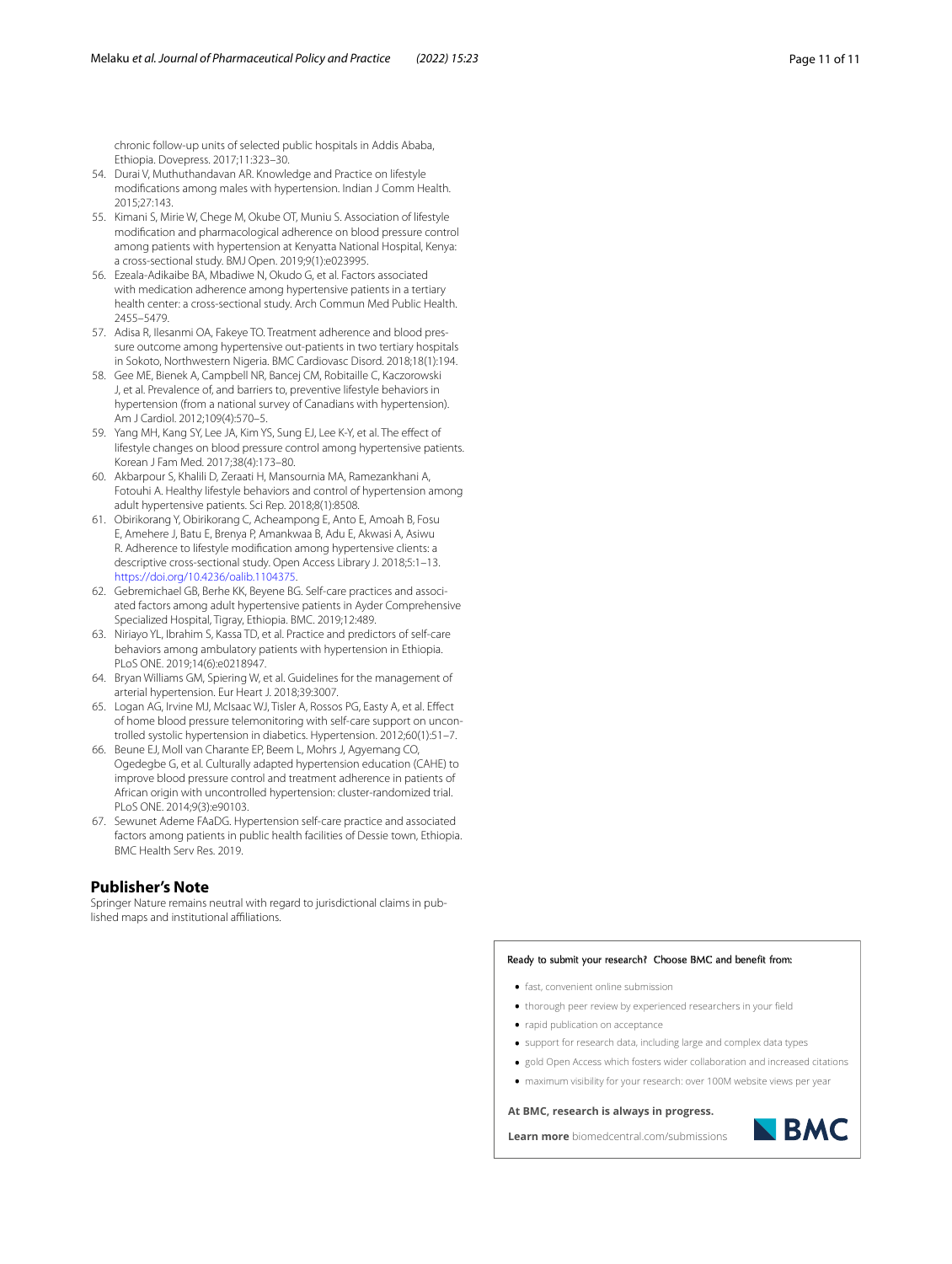chronic follow-up units of selected public hospitals in Addis Ababa, Ethiopia. Dovepress. 2017;11:323–30.

54. Durai V, Muthuthandavan AR. Knowledge and Practice on lifestyle modifications among males with hypertension. Indian J Comm Health. 2015;27:143.
55. Kimani S, Mirie W, Chege M, Okube OT, Muniu S. Association of lifestyle modification and pharmacological adherence on blood pressure control among patients with hypertension at Kenyatta National Hospital, Kenya: a cross-sectional study. BMJ Open. 2019;9(1):e023995.
56. Ezeala-Adikaibe BA, Mbadiwe N, Okudo G, et al. Factors associated with medication adherence among hypertensive patients in a tertiary health center: a cross-sectional study. Arch Commun Med Public Health. 2455–5479.
57. Adisa R, Ilesanmi OA, Fakeye TO. Treatment adherence and blood pressure outcome among hypertensive out-patients in two tertiary hospitals in Sokoto, Northwestern Nigeria. BMC Cardiovasc Disord. 2018;18(1):194.
58. Gee ME, Bienek A, Campbell NR, Bancej CM, Robitaille C, Kaczorowski J, et al. Prevalence of, and barriers to, preventive lifestyle behaviors in hypertension (from a national survey of Canadians with hypertension). Am J Cardiol. 2012;109(4):570–5.
59. Yang MH, Kang SY, Lee JA, Kim YS, Sung EJ, Lee K-Y, et al. The effect of lifestyle changes on blood pressure control among hypertensive patients. Korean J Fam Med. 2017;38(4):173–80.
60. Akbarpour S, Khalili D, Zeraati H, Mansournia MA, Ramezankhani A, Fotouhi A. Healthy lifestyle behaviors and control of hypertension among adult hypertensive patients. Sci Rep. 2018;8(1):8508.
61. Obirikorang Y, Obirikorang C, Acheampong E, Anto E, Amoah B, Fosu E, Amehere J, Batu E, Brenya P, Amankwaa B, Adu E, Akwasi A, Asiwu R. Adherence to lifestyle modification among hypertensive clients: a descriptive cross-sectional study. Open Access Library J. 2018;5:1–13. https://doi.org/10.4236/oalib.1104375.
62. Gebremichael GB, Berhe KK, Beyene BG. Self-care practices and associated factors among adult hypertensive patients in Ayder Comprehensive Specialized Hospital, Tigray, Ethiopia. BMC. 2019;12:489.
63. Niriayo YL, Ibrahim S, Kassa TD, et al. Practice and predictors of self-care behaviors among ambulatory patients with hypertension in Ethiopia. PLoS ONE. 2019;14(6):e0218947.
64. Bryan Williams GM, Spiering W, et al. Guidelines for the management of arterial hypertension. Eur Heart J. 2018;39:3007.
65. Logan AG, Irvine MJ, McIsaac WJ, Tisler A, Rossos PG, Easty A, et al. Effect of home blood pressure telemonitoring with self-care support on uncontrolled systolic hypertension in diabetics. Hypertension. 2012;60(1):51–7.
66. Beune EJ, Moll van Charante EP, Beem L, Mohrs J, Agyemang CO, Ogedegbe G, et al. Culturally adapted hypertension education (CAHE) to improve blood pressure control and treatment adherence in patients of African origin with uncontrolled hypertension: cluster-randomized trial. PLoS ONE. 2014;9(3):e90103.
67. Sewunet Ademe FAaDG. Hypertension self-care practice and associated factors among patients in public health facilities of Dessie town, Ethiopia. BMC Health Serv Res. 2019.

## Publisher's Note

Springer Nature remains neutral with regard to jurisdictional claims in published maps and institutional affiliations.

Ready to submit your research? Choose BMC and benefit from:

- fast, convenient online submission
- thorough peer review by experienced researchers in your field
- rapid publication on acceptance
- support for research data, including large and complex data types
- gold Open Access which fosters wider collaboration and increased citations
- maximum visibility for your research: over 100M website views per year

**At BMC, research is always in progress.**

**Learn more** biomedcentral.com/submissions

BMC